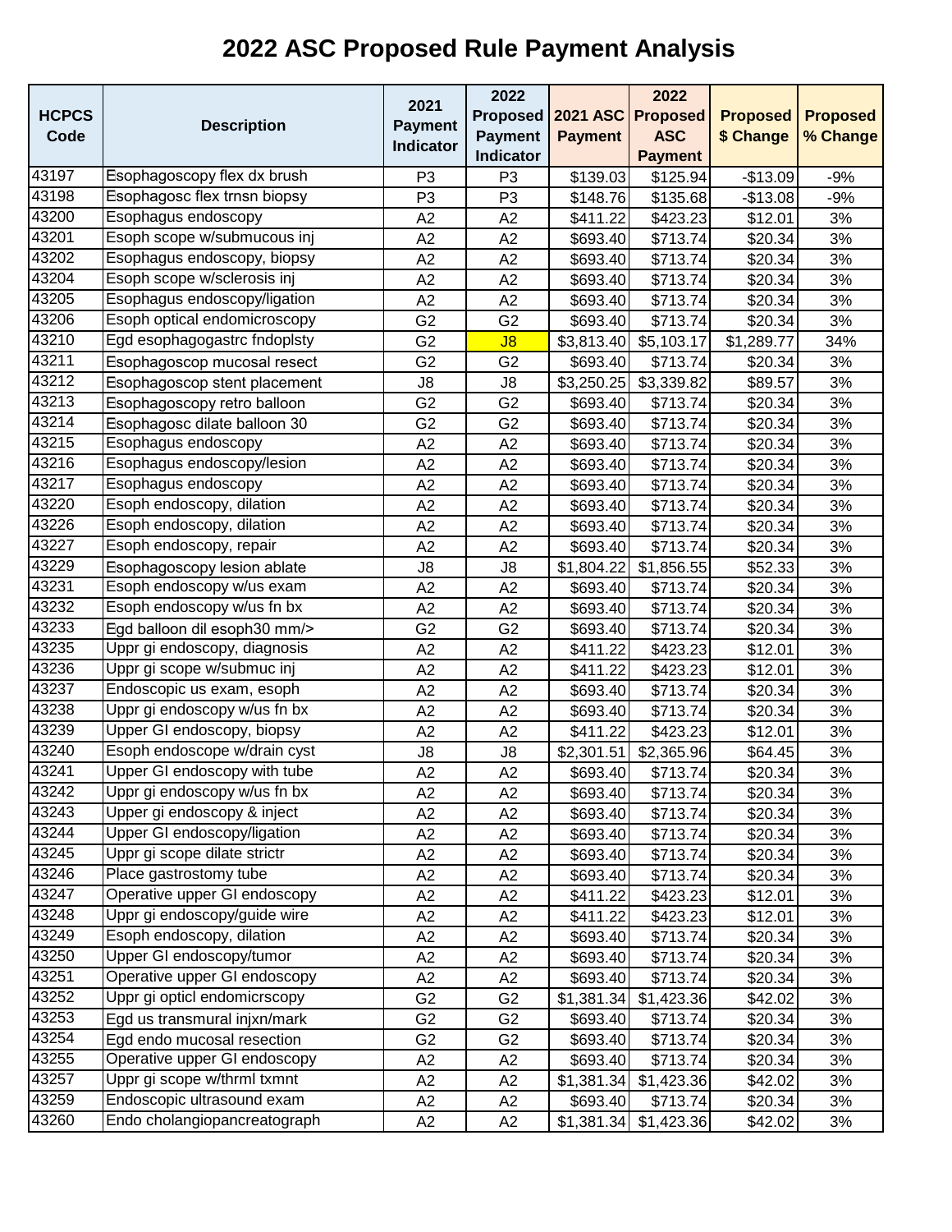# 2022 ASC Proposed Rule Payment Analysis

| HCPCS Code | Description | 2021 Payment Indicator | 2022 Proposed Payment Indicator | 2021 ASC Payment | 2022 Proposed ASC Payment | Proposed $ Change | Proposed % Change |
|---|---|---|---|---|---|---|---|
| 43197 | Esophagoscopy flex dx brush | P3 | P3 | $139.03 | $125.94 | -$13.09 | -9% |
| 43198 | Esophagosc flex trnsn biopsy | P3 | P3 | $148.76 | $135.68 | -$13.08 | -9% |
| 43200 | Esophagus endoscopy | A2 | A2 | $411.22 | $423.23 | $12.01 | 3% |
| 43201 | Esoph scope w/submucous inj | A2 | A2 | $693.40 | $713.74 | $20.34 | 3% |
| 43202 | Esophagus endoscopy, biopsy | A2 | A2 | $693.40 | $713.74 | $20.34 | 3% |
| 43204 | Esoph scope w/sclerosis inj | A2 | A2 | $693.40 | $713.74 | $20.34 | 3% |
| 43205 | Esophagus endoscopy/ligation | A2 | A2 | $693.40 | $713.74 | $20.34 | 3% |
| 43206 | Esoph optical endomicroscopy | G2 | G2 | $693.40 | $713.74 | $20.34 | 3% |
| 43210 | Egd esophagogastrc fndoplsty | G2 | J8 | $3,813.40 | $5,103.17 | $1,289.77 | 34% |
| 43211 | Esophagoscop mucosal resect | G2 | G2 | $693.40 | $713.74 | $20.34 | 3% |
| 43212 | Esophagoscop stent placement | J8 | J8 | $3,250.25 | $3,339.82 | $89.57 | 3% |
| 43213 | Esophagoscopy retro balloon | G2 | G2 | $693.40 | $713.74 | $20.34 | 3% |
| 43214 | Esophagosc dilate balloon 30 | G2 | G2 | $693.40 | $713.74 | $20.34 | 3% |
| 43215 | Esophagus endoscopy | A2 | A2 | $693.40 | $713.74 | $20.34 | 3% |
| 43216 | Esophagus endoscopy/lesion | A2 | A2 | $693.40 | $713.74 | $20.34 | 3% |
| 43217 | Esophagus endoscopy | A2 | A2 | $693.40 | $713.74 | $20.34 | 3% |
| 43220 | Esoph endoscopy, dilation | A2 | A2 | $693.40 | $713.74 | $20.34 | 3% |
| 43226 | Esoph endoscopy, dilation | A2 | A2 | $693.40 | $713.74 | $20.34 | 3% |
| 43227 | Esoph endoscopy, repair | A2 | A2 | $693.40 | $713.74 | $20.34 | 3% |
| 43229 | Esophagoscopy lesion ablate | J8 | J8 | $1,804.22 | $1,856.55 | $52.33 | 3% |
| 43231 | Esoph endoscopy w/us exam | A2 | A2 | $693.40 | $713.74 | $20.34 | 3% |
| 43232 | Esoph endoscopy w/us fn bx | A2 | A2 | $693.40 | $713.74 | $20.34 | 3% |
| 43233 | Egd balloon dil esoph30 mm/> | G2 | G2 | $693.40 | $713.74 | $20.34 | 3% |
| 43235 | Uppr gi endoscopy, diagnosis | A2 | A2 | $411.22 | $423.23 | $12.01 | 3% |
| 43236 | Uppr gi scope w/submuc inj | A2 | A2 | $411.22 | $423.23 | $12.01 | 3% |
| 43237 | Endoscopic us exam, esoph | A2 | A2 | $693.40 | $713.74 | $20.34 | 3% |
| 43238 | Uppr gi endoscopy w/us fn bx | A2 | A2 | $693.40 | $713.74 | $20.34 | 3% |
| 43239 | Upper GI endoscopy, biopsy | A2 | A2 | $411.22 | $423.23 | $12.01 | 3% |
| 43240 | Esoph endoscope w/drain cyst | J8 | J8 | $2,301.51 | $2,365.96 | $64.45 | 3% |
| 43241 | Upper GI endoscopy with tube | A2 | A2 | $693.40 | $713.74 | $20.34 | 3% |
| 43242 | Uppr gi endoscopy w/us fn bx | A2 | A2 | $693.40 | $713.74 | $20.34 | 3% |
| 43243 | Upper gi endoscopy & inject | A2 | A2 | $693.40 | $713.74 | $20.34 | 3% |
| 43244 | Upper GI endoscopy/ligation | A2 | A2 | $693.40 | $713.74 | $20.34 | 3% |
| 43245 | Uppr gi scope dilate strictr | A2 | A2 | $693.40 | $713.74 | $20.34 | 3% |
| 43246 | Place gastrostomy tube | A2 | A2 | $693.40 | $713.74 | $20.34 | 3% |
| 43247 | Operative upper GI endoscopy | A2 | A2 | $411.22 | $423.23 | $12.01 | 3% |
| 43248 | Uppr gi endoscopy/guide wire | A2 | A2 | $411.22 | $423.23 | $12.01 | 3% |
| 43249 | Esoph endoscopy, dilation | A2 | A2 | $693.40 | $713.74 | $20.34 | 3% |
| 43250 | Upper GI endoscopy/tumor | A2 | A2 | $693.40 | $713.74 | $20.34 | 3% |
| 43251 | Operative upper GI endoscopy | A2 | A2 | $693.40 | $713.74 | $20.34 | 3% |
| 43252 | Uppr gi opticl endomicrscopy | G2 | G2 | $1,381.34 | $1,423.36 | $42.02 | 3% |
| 43253 | Egd us transmural injxn/mark | G2 | G2 | $693.40 | $713.74 | $20.34 | 3% |
| 43254 | Egd endo mucosal resection | G2 | G2 | $693.40 | $713.74 | $20.34 | 3% |
| 43255 | Operative upper GI endoscopy | A2 | A2 | $693.40 | $713.74 | $20.34 | 3% |
| 43257 | Uppr gi scope w/thrml txmnt | A2 | A2 | $1,381.34 | $1,423.36 | $42.02 | 3% |
| 43259 | Endoscopic ultrasound exam | A2 | A2 | $693.40 | $713.74 | $20.34 | 3% |
| 43260 | Endo cholangiopancreatograph | A2 | A2 | $1,381.34 | $1,423.36 | $42.02 | 3% |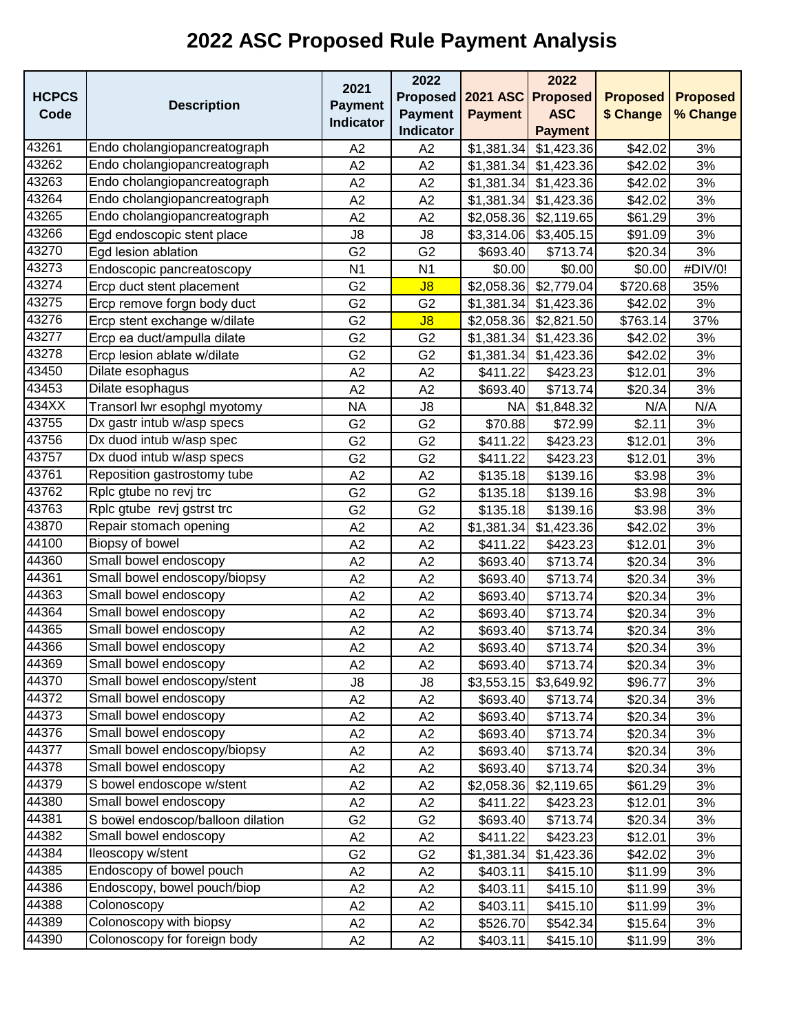# 2022 ASC Proposed Rule Payment Analysis

| HCPCS Code | Description | 2021 Payment Indicator | 2022 Proposed Payment Indicator | 2021 ASC Payment | 2022 Proposed ASC Payment | Proposed $ Change | Proposed % Change |
|---|---|---|---|---|---|---|---|
| 43261 | Endo cholangiopancreatograph | A2 | A2 | $1,381.34 | $1,423.36 | $42.02 | 3% |
| 43262 | Endo cholangiopancreatograph | A2 | A2 | $1,381.34 | $1,423.36 | $42.02 | 3% |
| 43263 | Endo cholangiopancreatograph | A2 | A2 | $1,381.34 | $1,423.36 | $42.02 | 3% |
| 43264 | Endo cholangiopancreatograph | A2 | A2 | $1,381.34 | $1,423.36 | $42.02 | 3% |
| 43265 | Endo cholangiopancreatograph | A2 | A2 | $2,058.36 | $2,119.65 | $61.29 | 3% |
| 43266 | Egd endoscopic stent place | J8 | J8 | $3,314.06 | $3,405.15 | $91.09 | 3% |
| 43270 | Egd lesion ablation | G2 | G2 | $693.40 | $713.74 | $20.34 | 3% |
| 43273 | Endoscopic pancreatoscopy | N1 | N1 | $0.00 | $0.00 | $0.00 | #DIV/0! |
| 43274 | Ercp duct stent placement | G2 | J8 | $2,058.36 | $2,779.04 | $720.68 | 35% |
| 43275 | Ercp remove forgn body duct | G2 | G2 | $1,381.34 | $1,423.36 | $42.02 | 3% |
| 43276 | Ercp stent exchange w/dilate | G2 | J8 | $2,058.36 | $2,821.50 | $763.14 | 37% |
| 43277 | Ercp ea duct/ampulla dilate | G2 | G2 | $1,381.34 | $1,423.36 | $42.02 | 3% |
| 43278 | Ercp lesion ablate w/dilate | G2 | G2 | $1,381.34 | $1,423.36 | $42.02 | 3% |
| 43450 | Dilate esophagus | A2 | A2 | $411.22 | $423.23 | $12.01 | 3% |
| 43453 | Dilate esophagus | A2 | A2 | $693.40 | $713.74 | $20.34 | 3% |
| 434XX | Transorl lwr esophgl myotomy | NA | J8 | NA | $1,848.32 | N/A | N/A |
| 43755 | Dx gastr intub w/asp specs | G2 | G2 | $70.88 | $72.99 | $2.11 | 3% |
| 43756 | Dx duod intub w/asp spec | G2 | G2 | $411.22 | $423.23 | $12.01 | 3% |
| 43757 | Dx duod intub w/asp specs | G2 | G2 | $411.22 | $423.23 | $12.01 | 3% |
| 43761 | Reposition gastrostomy tube | A2 | A2 | $135.18 | $139.16 | $3.98 | 3% |
| 43762 | Rplc gtube no revj trc | G2 | G2 | $135.18 | $139.16 | $3.98 | 3% |
| 43763 | Rplc gtube revj gstrst trc | G2 | G2 | $135.18 | $139.16 | $3.98 | 3% |
| 43870 | Repair stomach opening | A2 | A2 | $1,381.34 | $1,423.36 | $42.02 | 3% |
| 44100 | Biopsy of bowel | A2 | A2 | $411.22 | $423.23 | $12.01 | 3% |
| 44360 | Small bowel endoscopy | A2 | A2 | $693.40 | $713.74 | $20.34 | 3% |
| 44361 | Small bowel endoscopy/biopsy | A2 | A2 | $693.40 | $713.74 | $20.34 | 3% |
| 44363 | Small bowel endoscopy | A2 | A2 | $693.40 | $713.74 | $20.34 | 3% |
| 44364 | Small bowel endoscopy | A2 | A2 | $693.40 | $713.74 | $20.34 | 3% |
| 44365 | Small bowel endoscopy | A2 | A2 | $693.40 | $713.74 | $20.34 | 3% |
| 44366 | Small bowel endoscopy | A2 | A2 | $693.40 | $713.74 | $20.34 | 3% |
| 44369 | Small bowel endoscopy | A2 | A2 | $693.40 | $713.74 | $20.34 | 3% |
| 44370 | Small bowel endoscopy/stent | J8 | J8 | $3,553.15 | $3,649.92 | $96.77 | 3% |
| 44372 | Small bowel endoscopy | A2 | A2 | $693.40 | $713.74 | $20.34 | 3% |
| 44373 | Small bowel endoscopy | A2 | A2 | $693.40 | $713.74 | $20.34 | 3% |
| 44376 | Small bowel endoscopy | A2 | A2 | $693.40 | $713.74 | $20.34 | 3% |
| 44377 | Small bowel endoscopy/biopsy | A2 | A2 | $693.40 | $713.74 | $20.34 | 3% |
| 44378 | Small bowel endoscopy | A2 | A2 | $693.40 | $713.74 | $20.34 | 3% |
| 44379 | S bowel endoscope w/stent | A2 | A2 | $2,058.36 | $2,119.65 | $61.29 | 3% |
| 44380 | Small bowel endoscopy | A2 | A2 | $411.22 | $423.23 | $12.01 | 3% |
| 44381 | S bowel endoscop/balloon dilation | G2 | G2 | $693.40 | $713.74 | $20.34 | 3% |
| 44382 | Small bowel endoscopy | A2 | A2 | $411.22 | $423.23 | $12.01 | 3% |
| 44384 | Ileoscopy w/stent | G2 | G2 | $1,381.34 | $1,423.36 | $42.02 | 3% |
| 44385 | Endoscopy of bowel pouch | A2 | A2 | $403.11 | $415.10 | $11.99 | 3% |
| 44386 | Endoscopy, bowel pouch/biop | A2 | A2 | $403.11 | $415.10 | $11.99 | 3% |
| 44388 | Colonoscopy | A2 | A2 | $403.11 | $415.10 | $11.99 | 3% |
| 44389 | Colonoscopy with biopsy | A2 | A2 | $526.70 | $542.34 | $15.64 | 3% |
| 44390 | Colonoscopy for foreign body | A2 | A2 | $403.11 | $415.10 | $11.99 | 3% |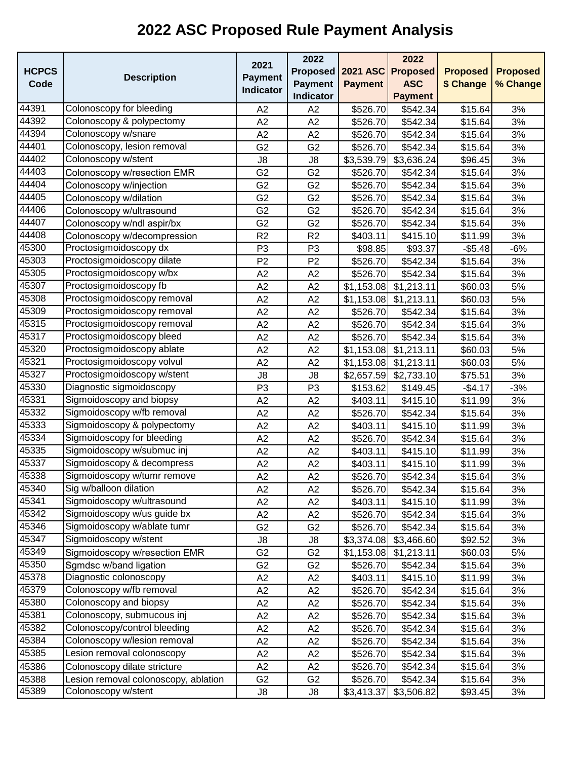# 2022 ASC Proposed Rule Payment Analysis

| HCPCS Code | Description | 2021 Payment Indicator | 2022 Proposed Payment Indicator | 2021 ASC Payment | 2022 Proposed ASC Payment | Proposed $ Change | Proposed % Change |
|---|---|---|---|---|---|---|---|
| 44391 | Colonoscopy for bleeding | A2 | A2 | $526.70 | $542.34 | $15.64 | 3% |
| 44392 | Colonoscopy & polypectomy | A2 | A2 | $526.70 | $542.34 | $15.64 | 3% |
| 44394 | Colonoscopy w/snare | A2 | A2 | $526.70 | $542.34 | $15.64 | 3% |
| 44401 | Colonoscopy, lesion removal | G2 | G2 | $526.70 | $542.34 | $15.64 | 3% |
| 44402 | Colonoscopy w/stent | J8 | J8 | $3,539.79 | $3,636.24 | $96.45 | 3% |
| 44403 | Colonoscopy w/resection EMR | G2 | G2 | $526.70 | $542.34 | $15.64 | 3% |
| 44404 | Colonoscopy w/injection | G2 | G2 | $526.70 | $542.34 | $15.64 | 3% |
| 44405 | Colonoscopy w/dilation | G2 | G2 | $526.70 | $542.34 | $15.64 | 3% |
| 44406 | Colonoscopy w/ultrasound | G2 | G2 | $526.70 | $542.34 | $15.64 | 3% |
| 44407 | Colonoscopy w/ndl aspir/bx | G2 | G2 | $526.70 | $542.34 | $15.64 | 3% |
| 44408 | Colonoscopy w/decompression | R2 | R2 | $403.11 | $415.10 | $11.99 | 3% |
| 45300 | Proctosigmoidoscopy dx | P3 | P3 | $98.85 | $93.37 | -$5.48 | -6% |
| 45303 | Proctosigmoidoscopy dilate | P2 | P2 | $526.70 | $542.34 | $15.64 | 3% |
| 45305 | Proctosigmoidoscopy w/bx | A2 | A2 | $526.70 | $542.34 | $15.64 | 3% |
| 45307 | Proctosigmoidoscopy fb | A2 | A2 | $1,153.08 | $1,213.11 | $60.03 | 5% |
| 45308 | Proctosigmoidoscopy removal | A2 | A2 | $1,153.08 | $1,213.11 | $60.03 | 5% |
| 45309 | Proctosigmoidoscopy removal | A2 | A2 | $526.70 | $542.34 | $15.64 | 3% |
| 45315 | Proctosigmoidoscopy removal | A2 | A2 | $526.70 | $542.34 | $15.64 | 3% |
| 45317 | Proctosigmoidoscopy bleed | A2 | A2 | $526.70 | $542.34 | $15.64 | 3% |
| 45320 | Proctosigmoidoscopy ablate | A2 | A2 | $1,153.08 | $1,213.11 | $60.03 | 5% |
| 45321 | Proctosigmoidoscopy volvul | A2 | A2 | $1,153.08 | $1,213.11 | $60.03 | 5% |
| 45327 | Proctosigmoidoscopy w/stent | J8 | J8 | $2,657.59 | $2,733.10 | $75.51 | 3% |
| 45330 | Diagnostic sigmoidoscopy | P3 | P3 | $153.62 | $149.45 | -$4.17 | -3% |
| 45331 | Sigmoidoscopy and biopsy | A2 | A2 | $403.11 | $415.10 | $11.99 | 3% |
| 45332 | Sigmoidoscopy w/fb removal | A2 | A2 | $526.70 | $542.34 | $15.64 | 3% |
| 45333 | Sigmoidoscopy & polypectomy | A2 | A2 | $403.11 | $415.10 | $11.99 | 3% |
| 45334 | Sigmoidoscopy for bleeding | A2 | A2 | $526.70 | $542.34 | $15.64 | 3% |
| 45335 | Sigmoidoscopy w/submuc inj | A2 | A2 | $403.11 | $415.10 | $11.99 | 3% |
| 45337 | Sigmoidoscopy & decompress | A2 | A2 | $403.11 | $415.10 | $11.99 | 3% |
| 45338 | Sigmoidoscopy w/tumr remove | A2 | A2 | $526.70 | $542.34 | $15.64 | 3% |
| 45340 | Sig w/balloon dilation | A2 | A2 | $526.70 | $542.34 | $15.64 | 3% |
| 45341 | Sigmoidoscopy w/ultrasound | A2 | A2 | $403.11 | $415.10 | $11.99 | 3% |
| 45342 | Sigmoidoscopy w/us guide bx | A2 | A2 | $526.70 | $542.34 | $15.64 | 3% |
| 45346 | Sigmoidoscopy w/ablate tumr | G2 | G2 | $526.70 | $542.34 | $15.64 | 3% |
| 45347 | Sigmoidoscopy w/stent | J8 | J8 | $3,374.08 | $3,466.60 | $92.52 | 3% |
| 45349 | Sigmoidoscopy w/resection EMR | G2 | G2 | $1,153.08 | $1,213.11 | $60.03 | 5% |
| 45350 | Sgmdsc w/band ligation | G2 | G2 | $526.70 | $542.34 | $15.64 | 3% |
| 45378 | Diagnostic colonoscopy | A2 | A2 | $403.11 | $415.10 | $11.99 | 3% |
| 45379 | Colonoscopy w/fb removal | A2 | A2 | $526.70 | $542.34 | $15.64 | 3% |
| 45380 | Colonoscopy and biopsy | A2 | A2 | $526.70 | $542.34 | $15.64 | 3% |
| 45381 | Colonoscopy, submucous inj | A2 | A2 | $526.70 | $542.34 | $15.64 | 3% |
| 45382 | Colonoscopy/control bleeding | A2 | A2 | $526.70 | $542.34 | $15.64 | 3% |
| 45384 | Colonoscopy w/lesion removal | A2 | A2 | $526.70 | $542.34 | $15.64 | 3% |
| 45385 | Lesion removal colonoscopy | A2 | A2 | $526.70 | $542.34 | $15.64 | 3% |
| 45386 | Colonoscopy dilate stricture | A2 | A2 | $526.70 | $542.34 | $15.64 | 3% |
| 45388 | Lesion removal colonoscopy, ablation | G2 | G2 | $526.70 | $542.34 | $15.64 | 3% |
| 45389 | Colonoscopy w/stent | J8 | J8 | $3,413.37 | $3,506.82 | $93.45 | 3% |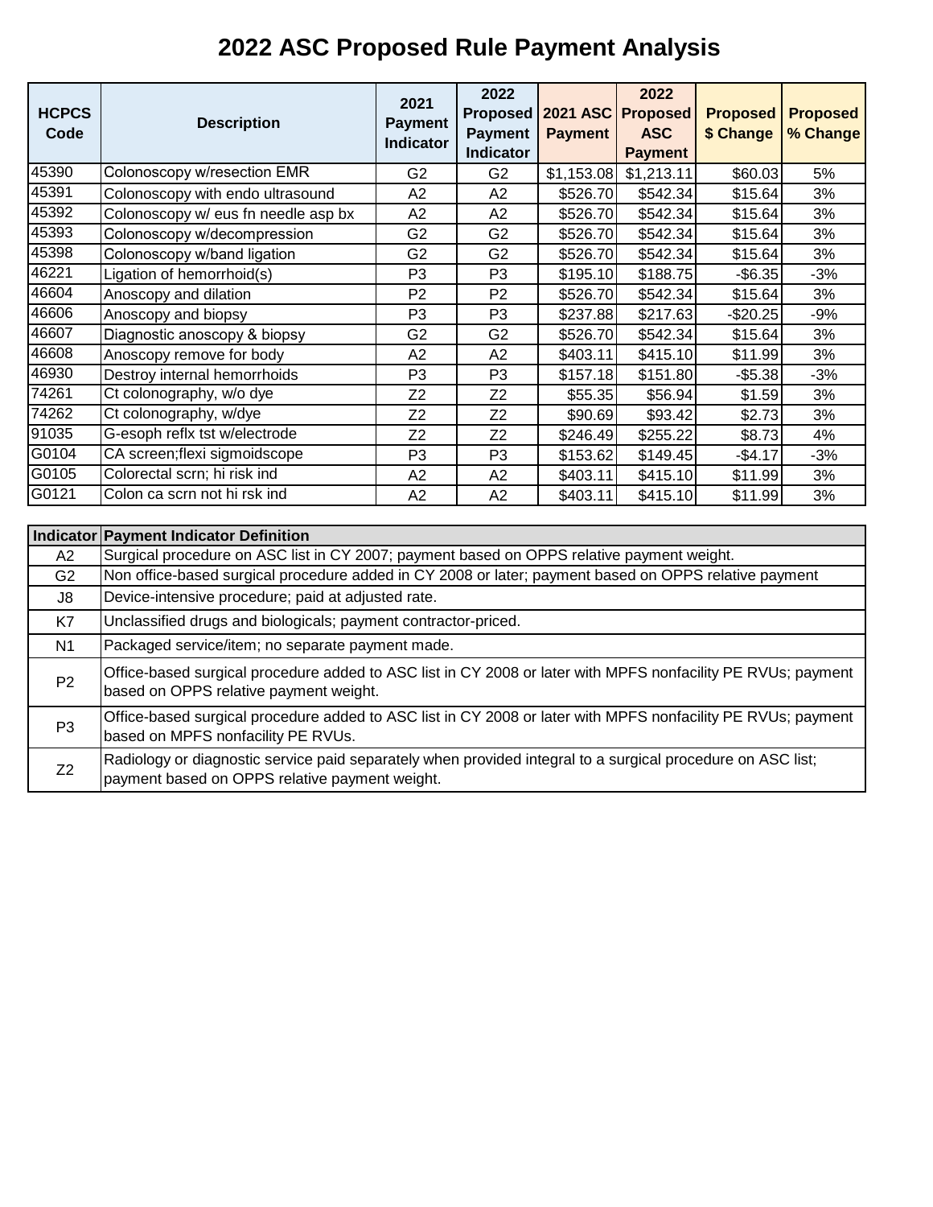# 2022 ASC Proposed Rule Payment Analysis

| HCPCS Code | Description | 2021 Payment Indicator | 2022 Proposed Payment Indicator | 2021 ASC Payment | 2022 Proposed ASC Payment | Proposed $ Change | Proposed % Change |
|---|---|---|---|---|---|---|---|
| 45390 | Colonoscopy w/resection EMR | G2 | G2 | $1,153.08 | $1,213.11 | $60.03 | 5% |
| 45391 | Colonoscopy with endo ultrasound | A2 | A2 | $526.70 | $542.34 | $15.64 | 3% |
| 45392 | Colonoscopy w/ eus fn needle asp bx | A2 | A2 | $526.70 | $542.34 | $15.64 | 3% |
| 45393 | Colonoscopy w/decompression | G2 | G2 | $526.70 | $542.34 | $15.64 | 3% |
| 45398 | Colonoscopy w/band ligation | G2 | G2 | $526.70 | $542.34 | $15.64 | 3% |
| 46221 | Ligation of hemorrhoid(s) | P3 | P3 | $195.10 | $188.75 | -$6.35 | -3% |
| 46604 | Anoscopy and dilation | P2 | P2 | $526.70 | $542.34 | $15.64 | 3% |
| 46606 | Anoscopy and biopsy | P3 | P3 | $237.88 | $217.63 | -$20.25 | -9% |
| 46607 | Diagnostic anoscopy & biopsy | G2 | G2 | $526.70 | $542.34 | $15.64 | 3% |
| 46608 | Anoscopy remove for body | A2 | A2 | $403.11 | $415.10 | $11.99 | 3% |
| 46930 | Destroy internal hemorrhoids | P3 | P3 | $157.18 | $151.80 | -$5.38 | -3% |
| 74261 | Ct colonography, w/o dye | Z2 | Z2 | $55.35 | $56.94 | $1.59 | 3% |
| 74262 | Ct colonography, w/dye | Z2 | Z2 | $90.69 | $93.42 | $2.73 | 3% |
| 91035 | G-esoph reflx tst w/electrode | Z2 | Z2 | $246.49 | $255.22 | $8.73 | 4% |
| G0104 | CA screen;flexi sigmoidscope | P3 | P3 | $153.62 | $149.45 | -$4.17 | -3% |
| G0105 | Colorectal scrn; hi risk ind | A2 | A2 | $403.11 | $415.10 | $11.99 | 3% |
| G0121 | Colon ca scrn not hi rsk ind | A2 | A2 | $403.11 | $415.10 | $11.99 | 3% |

| Indicator | Payment Indicator Definition |
|---|---|
| A2 | Surgical procedure on ASC list in CY 2007; payment based on OPPS relative payment weight. |
| G2 | Non office-based surgical procedure added in CY 2008 or later; payment based on OPPS relative payment |
| J8 | Device-intensive procedure; paid at adjusted rate. |
| K7 | Unclassified drugs and biologicals; payment contractor-priced. |
| N1 | Packaged service/item; no separate payment made. |
| P2 | Office-based surgical procedure added to ASC list in CY 2008 or later with MPFS nonfacility PE RVUs; payment based on OPPS relative payment weight. |
| P3 | Office-based surgical procedure added to ASC list in CY 2008 or later with MPFS nonfacility PE RVUs; payment based on MPFS nonfacility PE RVUs. |
| Z2 | Radiology or diagnostic service paid separately when provided integral to a surgical procedure on ASC list; payment based on OPPS relative payment weight. |